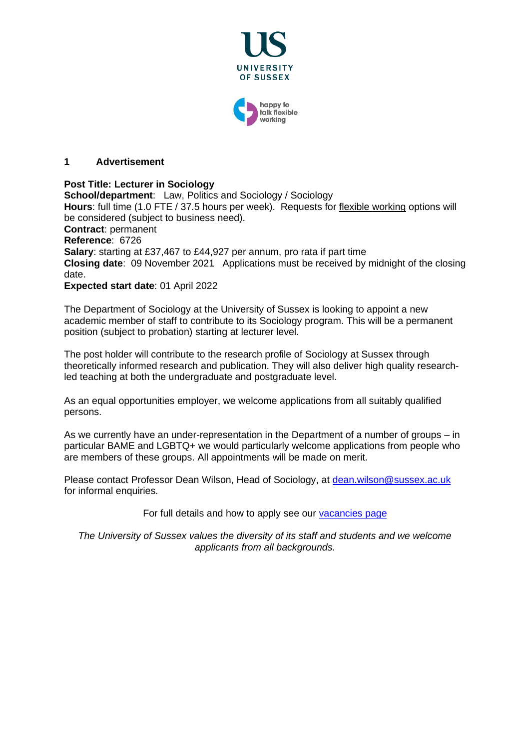## 1 Advertisement

**Post Title: Lecturer in Sociology**
**School/department**: Law, Politics and Sociology / Sociology
**Hours**: full time (1.0 FTE / 37.5 hours per week). Requests for flexible working options will be considered (subject to business need).
**Contract**: permanent
**Reference**: 6726
**Salary**: starting at £37,467 to £44,927 per annum, pro rata if part time
**Closing date**: 09 November 2021 Applications must be received by midnight of the closing date.
**Expected start date**: 01 April 2022

The Department of Sociology at the University of Sussex is looking to appoint a new academic member of staff to contribute to its Sociology program. This will be a permanent position (subject to probation) starting at lecturer level.

The post holder will contribute to the research profile of Sociology at Sussex through theoretically informed research and publication. They will also deliver high quality research-led teaching at both the undergraduate and postgraduate level.

As an equal opportunities employer, we welcome applications from all suitably qualified persons.

As we currently have an under-representation in the Department of a number of groups – in particular BAME and LGBTQ+ we would particularly welcome applications from people who are members of these groups. All appointments will be made on merit.

Please contact Professor Dean Wilson, Head of Sociology, at dean.wilson@sussex.ac.uk for informal enquiries.

For full details and how to apply see our vacancies page

*The University of Sussex values the diversity of its staff and students and we welcome applicants from all backgrounds.*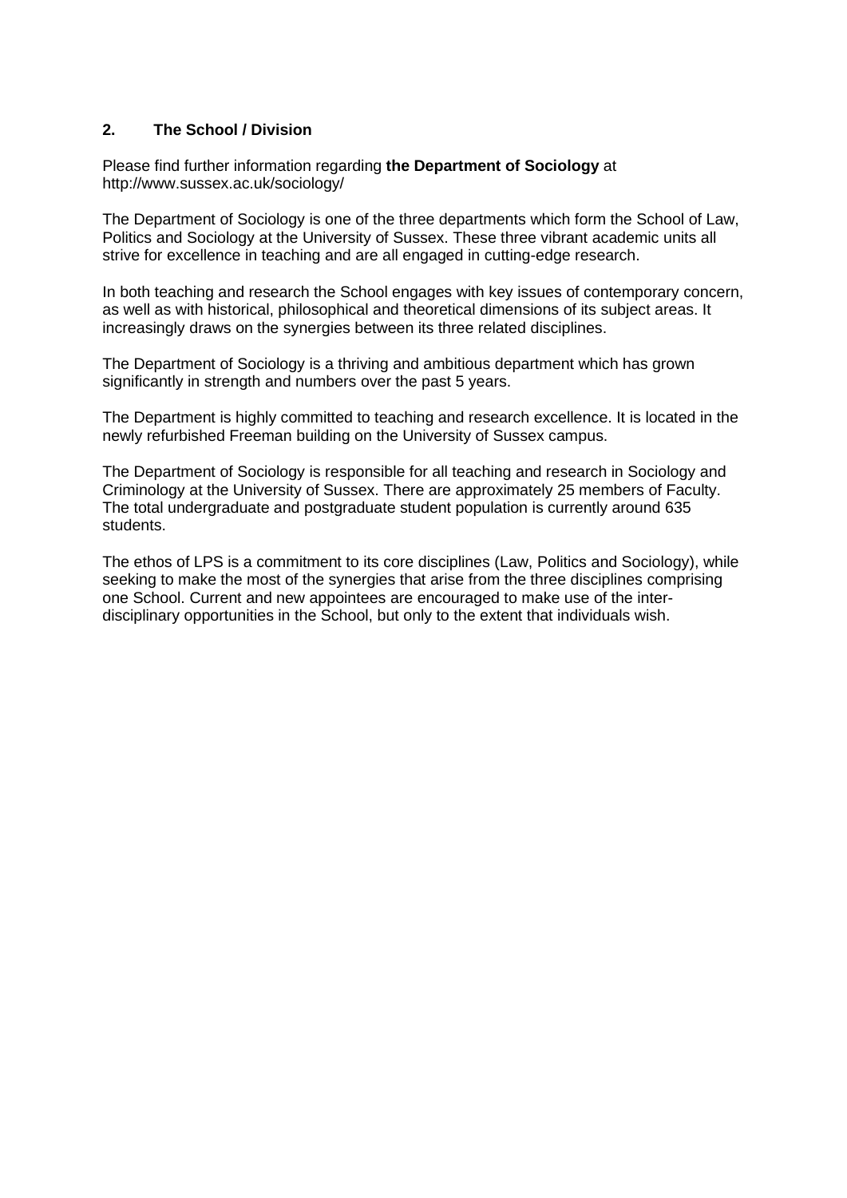## 2. The School / Division

Please find further information regarding **the Department of Sociology** at http://www.sussex.ac.uk/sociology/

The Department of Sociology is one of the three departments which form the School of Law, Politics and Sociology at the University of Sussex. These three vibrant academic units all strive for excellence in teaching and are all engaged in cutting-edge research.

In both teaching and research the School engages with key issues of contemporary concern, as well as with historical, philosophical and theoretical dimensions of its subject areas. It increasingly draws on the synergies between its three related disciplines.

The Department of Sociology is a thriving and ambitious department which has grown significantly in strength and numbers over the past 5 years.

The Department is highly committed to teaching and research excellence. It is located in the newly refurbished Freeman building on the University of Sussex campus.

The Department of Sociology is responsible for all teaching and research in Sociology and Criminology at the University of Sussex. There are approximately 25 members of Faculty. The total undergraduate and postgraduate student population is currently around 635 students.

The ethos of LPS is a commitment to its core disciplines (Law, Politics and Sociology), while seeking to make the most of the synergies that arise from the three disciplines comprising one School. Current and new appointees are encouraged to make use of the inter-disciplinary opportunities in the School, but only to the extent that individuals wish.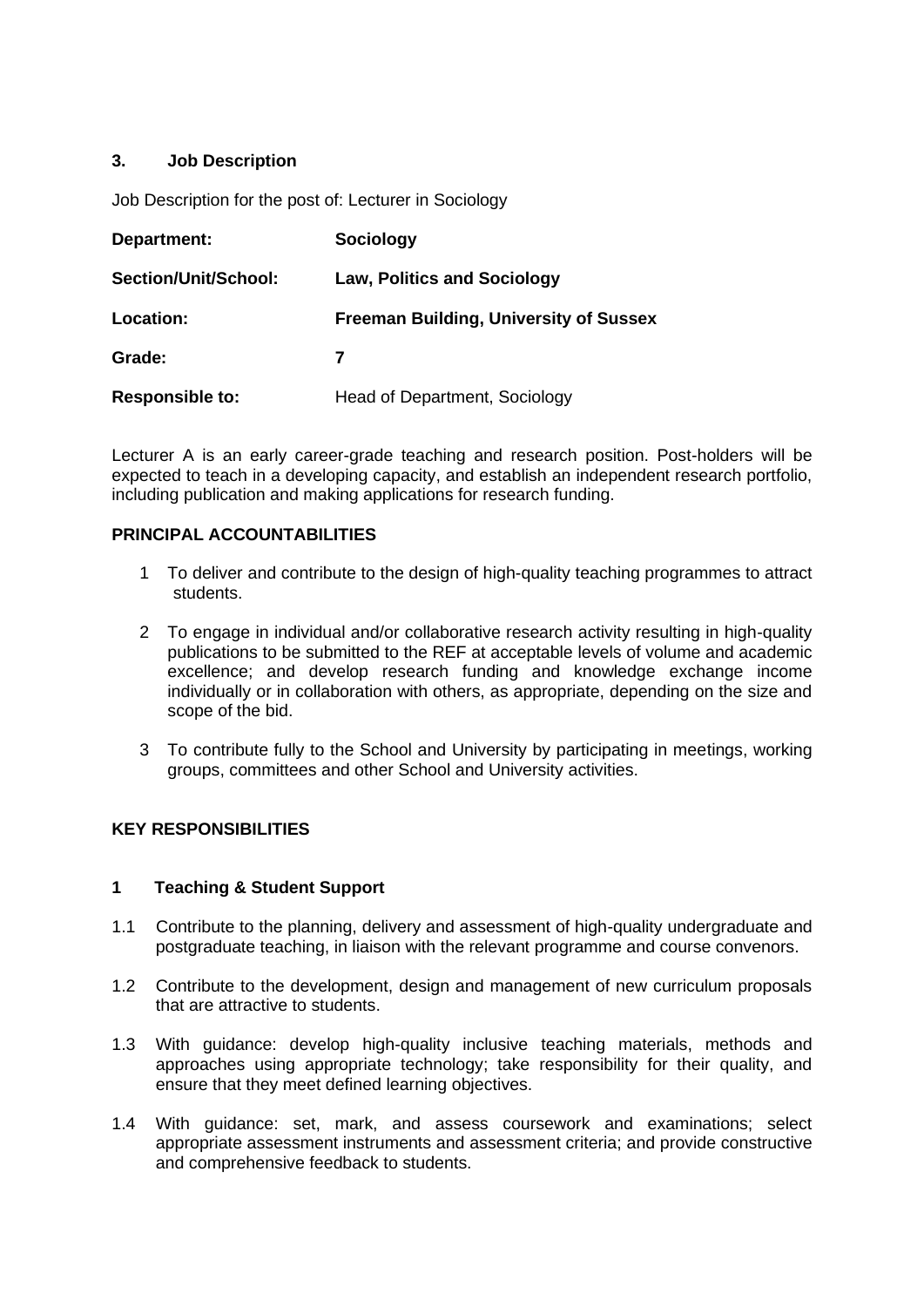## 3. Job Description

Job Description for the post of: Lecturer in Sociology

| | |
|---|---|
| **Department:** | **Sociology** |
| **Section/Unit/School:** | **Law, Politics and Sociology** |
| **Location:** | **Freeman Building, University of Sussex** |
| **Grade:** | **7** |
| **Responsible to:** | Head of Department, Sociology |

Lecturer A is an early career-grade teaching and research position. Post-holders will be expected to teach in a developing capacity, and establish an independent research portfolio, including publication and making applications for research funding.

### PRINCIPAL ACCOUNTABILITIES

1. To deliver and contribute to the design of high-quality teaching programmes to attract students.
2. To engage in individual and/or collaborative research activity resulting in high-quality publications to be submitted to the REF at acceptable levels of volume and academic excellence; and develop research funding and knowledge exchange income individually or in collaboration with others, as appropriate, depending on the size and scope of the bid.
3. To contribute fully to the School and University by participating in meetings, working groups, committees and other School and University activities.

### KEY RESPONSIBILITIES

#### 1 Teaching & Student Support

1.1 Contribute to the planning, delivery and assessment of high-quality undergraduate and postgraduate teaching, in liaison with the relevant programme and course convenors.

1.2 Contribute to the development, design and management of new curriculum proposals that are attractive to students.

1.3 With guidance: develop high-quality inclusive teaching materials, methods and approaches using appropriate technology; take responsibility for their quality, and ensure that they meet defined learning objectives.

1.4 With guidance: set, mark, and assess coursework and examinations; select appropriate assessment instruments and assessment criteria; and provide constructive and comprehensive feedback to students.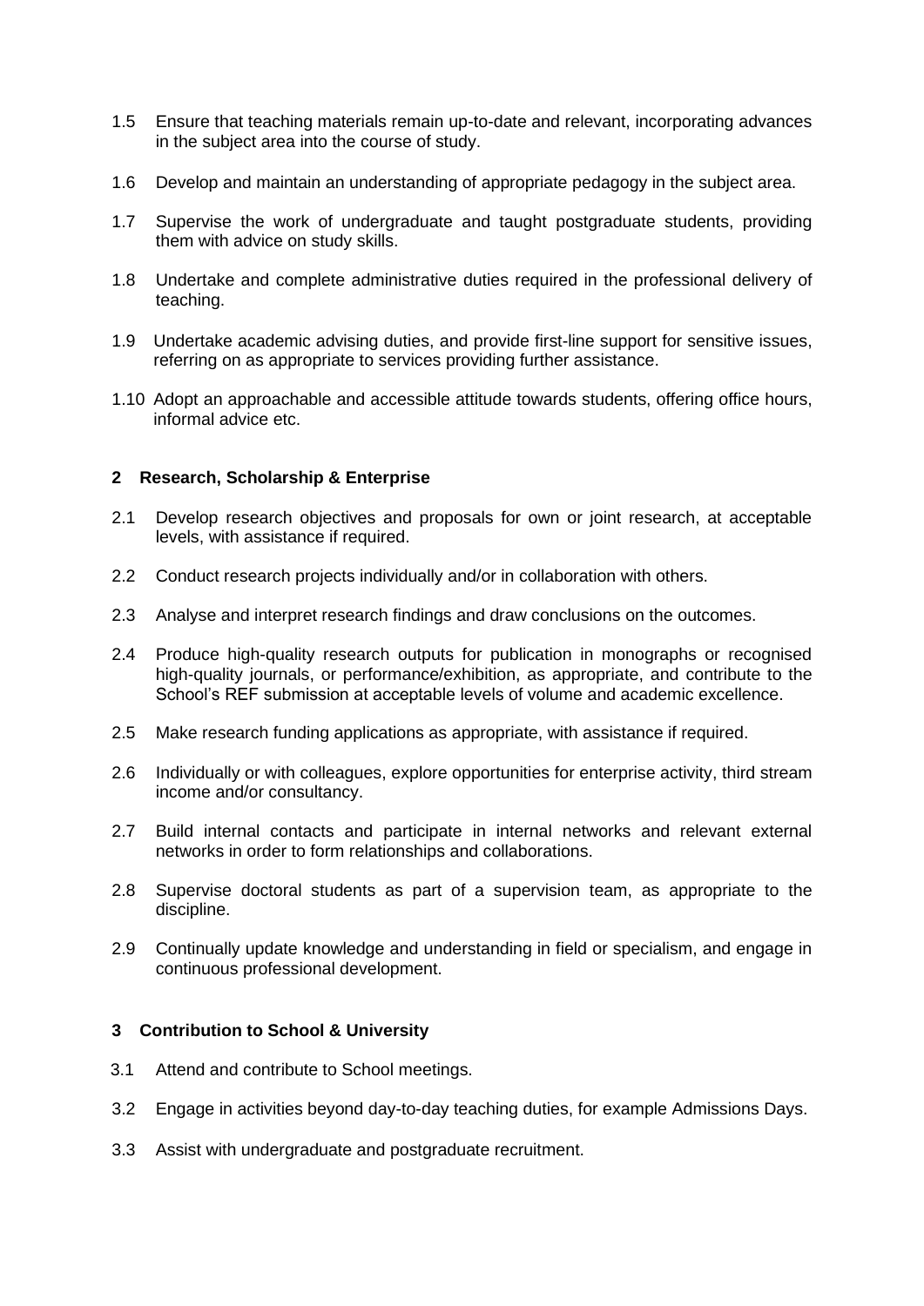1.5 Ensure that teaching materials remain up-to-date and relevant, incorporating advances in the subject area into the course of study.

1.6 Develop and maintain an understanding of appropriate pedagogy in the subject area.

1.7 Supervise the work of undergraduate and taught postgraduate students, providing them with advice on study skills.

1.8 Undertake and complete administrative duties required in the professional delivery of teaching.

1.9 Undertake academic advising duties, and provide first-line support for sensitive issues, referring on as appropriate to services providing further assistance.

1.10 Adopt an approachable and accessible attitude towards students, offering office hours, informal advice etc.

## 2 Research, Scholarship & Enterprise

2.1 Develop research objectives and proposals for own or joint research, at acceptable levels, with assistance if required.

2.2 Conduct research projects individually and/or in collaboration with others.

2.3 Analyse and interpret research findings and draw conclusions on the outcomes.

2.4 Produce high-quality research outputs for publication in monographs or recognised high-quality journals, or performance/exhibition, as appropriate, and contribute to the School's REF submission at acceptable levels of volume and academic excellence.

2.5 Make research funding applications as appropriate, with assistance if required.

2.6 Individually or with colleagues, explore opportunities for enterprise activity, third stream income and/or consultancy.

2.7 Build internal contacts and participate in internal networks and relevant external networks in order to form relationships and collaborations.

2.8 Supervise doctoral students as part of a supervision team, as appropriate to the discipline.

2.9 Continually update knowledge and understanding in field or specialism, and engage in continuous professional development.

## 3 Contribution to School & University

3.1 Attend and contribute to School meetings.

3.2 Engage in activities beyond day-to-day teaching duties, for example Admissions Days.

3.3 Assist with undergraduate and postgraduate recruitment.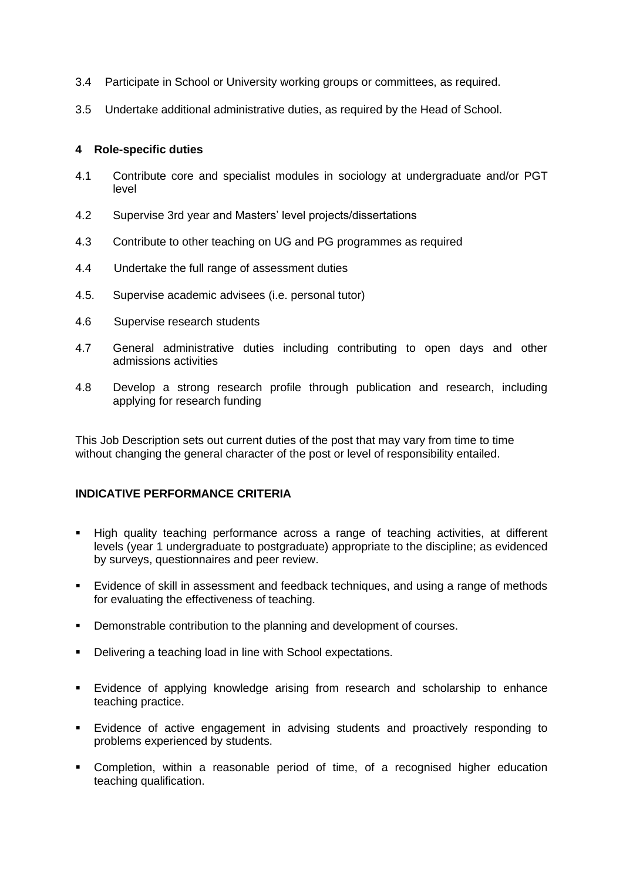3.4 Participate in School or University working groups or committees, as required.

3.5 Undertake additional administrative duties, as required by the Head of School.

## 4 Role-specific duties

4.1 Contribute core and specialist modules in sociology at undergraduate and/or PGT level

4.2 Supervise 3rd year and Masters' level projects/dissertations

4.3 Contribute to other teaching on UG and PG programmes as required

4.4 Undertake the full range of assessment duties

4.5. Supervise academic advisees (i.e. personal tutor)

4.6 Supervise research students

4.7 General administrative duties including contributing to open days and other admissions activities

4.8 Develop a strong research profile through publication and research, including applying for research funding

This Job Description sets out current duties of the post that may vary from time to time without changing the general character of the post or level of responsibility entailed.

## INDICATIVE PERFORMANCE CRITERIA

- High quality teaching performance across a range of teaching activities, at different levels (year 1 undergraduate to postgraduate) appropriate to the discipline; as evidenced by surveys, questionnaires and peer review.
- Evidence of skill in assessment and feedback techniques, and using a range of methods for evaluating the effectiveness of teaching.
- Demonstrable contribution to the planning and development of courses.
- Delivering a teaching load in line with School expectations.
- Evidence of applying knowledge arising from research and scholarship to enhance teaching practice.
- Evidence of active engagement in advising students and proactively responding to problems experienced by students.
- Completion, within a reasonable period of time, of a recognised higher education teaching qualification.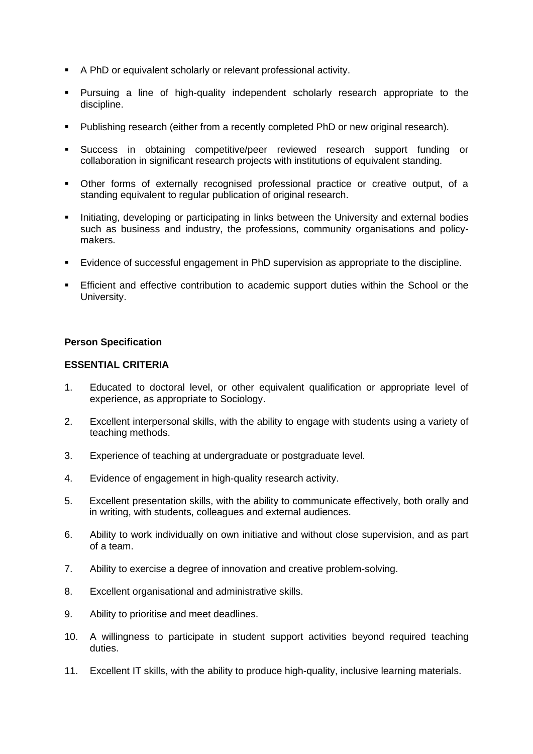- A PhD or equivalent scholarly or relevant professional activity.
- Pursuing a line of high-quality independent scholarly research appropriate to the discipline.
- Publishing research (either from a recently completed PhD or new original research).
- Success in obtaining competitive/peer reviewed research support funding or collaboration in significant research projects with institutions of equivalent standing.
- Other forms of externally recognised professional practice or creative output, of a standing equivalent to regular publication of original research.
- Initiating, developing or participating in links between the University and external bodies such as business and industry, the professions, community organisations and policy-makers.
- Evidence of successful engagement in PhD supervision as appropriate to the discipline.
- Efficient and effective contribution to academic support duties within the School or the University.

**Person Specification**

**ESSENTIAL CRITERIA**

1. Educated to doctoral level, or other equivalent qualification or appropriate level of experience, as appropriate to Sociology.
2. Excellent interpersonal skills, with the ability to engage with students using a variety of teaching methods.
3. Experience of teaching at undergraduate or postgraduate level.
4. Evidence of engagement in high-quality research activity.
5. Excellent presentation skills, with the ability to communicate effectively, both orally and in writing, with students, colleagues and external audiences.
6. Ability to work individually on own initiative and without close supervision, and as part of a team.
7. Ability to exercise a degree of innovation and creative problem-solving.
8. Excellent organisational and administrative skills.
9. Ability to prioritise and meet deadlines.
10. A willingness to participate in student support activities beyond required teaching duties.
11. Excellent IT skills, with the ability to produce high-quality, inclusive learning materials.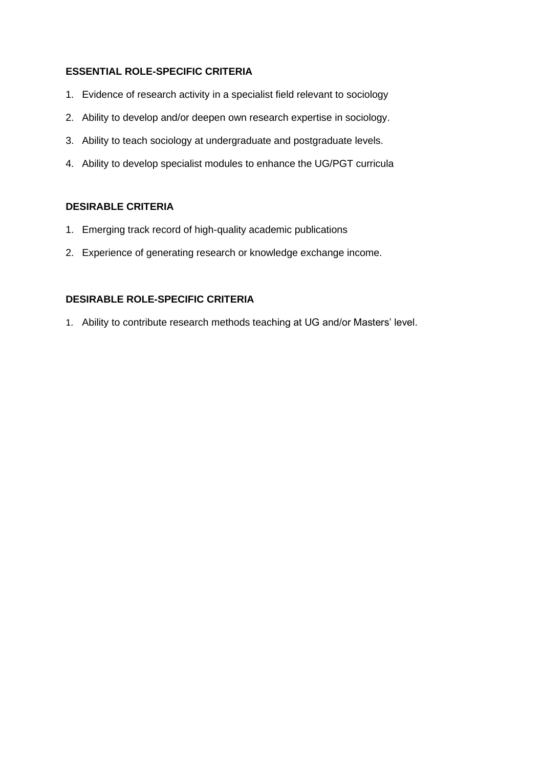**ESSENTIAL ROLE-SPECIFIC CRITERIA**

1. Evidence of research activity in a specialist field relevant to sociology
2. Ability to develop and/or deepen own research expertise in sociology.
3. Ability to teach sociology at undergraduate and postgraduate levels.
4. Ability to develop specialist modules to enhance the UG/PGT curricula

**DESIRABLE CRITERIA**

1. Emerging track record of high-quality academic publications
2. Experience of generating research or knowledge exchange income.

**DESIRABLE ROLE-SPECIFIC CRITERIA**

1. Ability to contribute research methods teaching at UG and/or Masters' level.